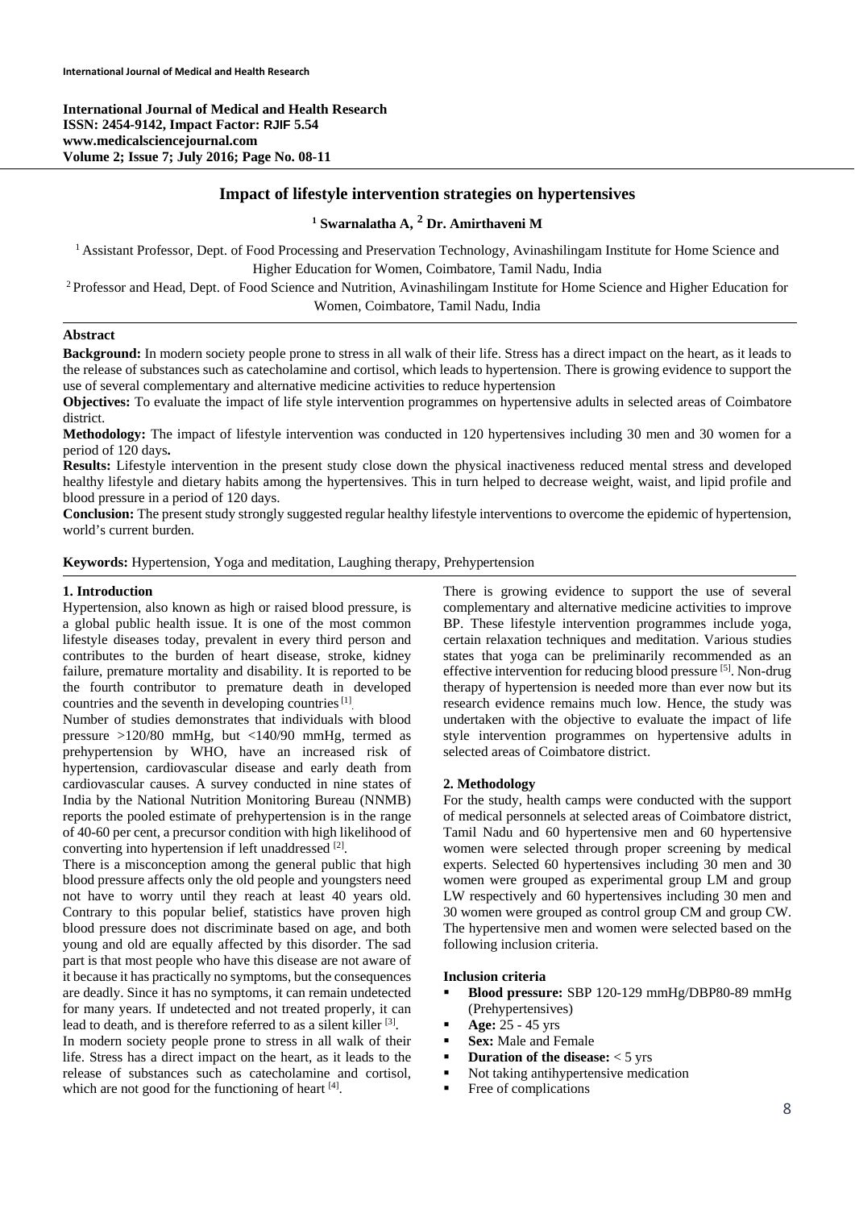# Impact of lifestyle intervention strategies on hypertensives

[1] Swarnalatha A, [2] Dr. Amirthaveni M

[1] Assistant Professor, Dept. of Food Processing and Preservation Technology, Avinashilingam Institute for Home Science and Higher Education for Women, Coimbatore, Tamil Nadu, India

[2] Professor and Head, Dept. of Food Science and Nutrition, Avinashilingam Institute for Home Science and Higher Education for Women, Coimbatore, Tamil Nadu, India

## Abstract

**Background:** In modern society people prone to stress in all walk of their life. Stress has a direct impact on the heart, as it leads to the release of substances such as catecholamine and cortisol, which leads to hypertension. There is growing evidence to support the use of several complementary and alternative medicine activities to reduce hypertension

**Objectives:** To evaluate the impact of life style intervention programmes on hypertensive adults in selected areas of Coimbatore district.

**Methodology:** The impact of lifestyle intervention was conducted in 120 hypertensives including 30 men and 30 women for a period of 120 days**.**

**Results:** Lifestyle intervention in the present study close down the physical inactiveness reduced mental stress and developed healthy lifestyle and dietary habits among the hypertensives. This in turn helped to decrease weight, waist, and lipid profile and blood pressure in a period of 120 days.

**Conclusion:** The present study strongly suggested regular healthy lifestyle interventions to overcome the epidemic of hypertension, world's current burden.

**Keywords:** Hypertension, Yoga and meditation, Laughing therapy, Prehypertension

## 1. Introduction

Hypertension, also known as high or raised blood pressure, is a global public health issue. It is one of the most common lifestyle diseases today, prevalent in every third person and contributes to the burden of heart disease, stroke, kidney failure, premature mortality and disability. It is reported to be the fourth contributor to premature death in developed countries and the seventh in developing countries [1].

Number of studies demonstrates that individuals with blood pressure >120/80 mmHg, but <140/90 mmHg, termed as prehypertension by WHO, have an increased risk of hypertension, cardiovascular disease and early death from cardiovascular causes. A survey conducted in nine states of India by the National Nutrition Monitoring Bureau (NNMB) reports the pooled estimate of prehypertension is in the range of 40-60 per cent, a precursor condition with high likelihood of converting into hypertension if left unaddressed [2].

There is a misconception among the general public that high blood pressure affects only the old people and youngsters need not have to worry until they reach at least 40 years old. Contrary to this popular belief, statistics have proven high blood pressure does not discriminate based on age, and both young and old are equally affected by this disorder. The sad part is that most people who have this disease are not aware of it because it has practically no symptoms, but the consequences are deadly. Since it has no symptoms, it can remain undetected for many years. If undetected and not treated properly, it can lead to death, and is therefore referred to as a silent killer [3].

In modern society people prone to stress in all walk of their life. Stress has a direct impact on the heart, as it leads to the release of substances such as catecholamine and cortisol, which are not good for the functioning of heart [4].

There is growing evidence to support the use of several complementary and alternative medicine activities to improve BP. These lifestyle intervention programmes include yoga, certain relaxation techniques and meditation. Various studies states that yoga can be preliminarily recommended as an effective intervention for reducing blood pressure [5]. Non-drug therapy of hypertension is needed more than ever now but its research evidence remains much low. Hence, the study was undertaken with the objective to evaluate the impact of life style intervention programmes on hypertensive adults in selected areas of Coimbatore district.

## 2. Methodology

For the study, health camps were conducted with the support of medical personnels at selected areas of Coimbatore district, Tamil Nadu and 60 hypertensive men and 60 hypertensive women were selected through proper screening by medical experts. Selected 60 hypertensives including 30 men and 30 women were grouped as experimental group LM and group LW respectively and 60 hypertensives including 30 men and 30 women were grouped as control group CM and group CW. The hypertensive men and women were selected based on the following inclusion criteria.

### Inclusion criteria

- **Blood pressure:** SBP 120-129 mmHg/DBP80-89 mmHg (Prehypertensives)
- **Age:** 25 - 45 yrs
- **Sex:** Male and Female
- **Duration of the disease:** < 5 yrs
- Not taking antihypertensive medication
- Free of complications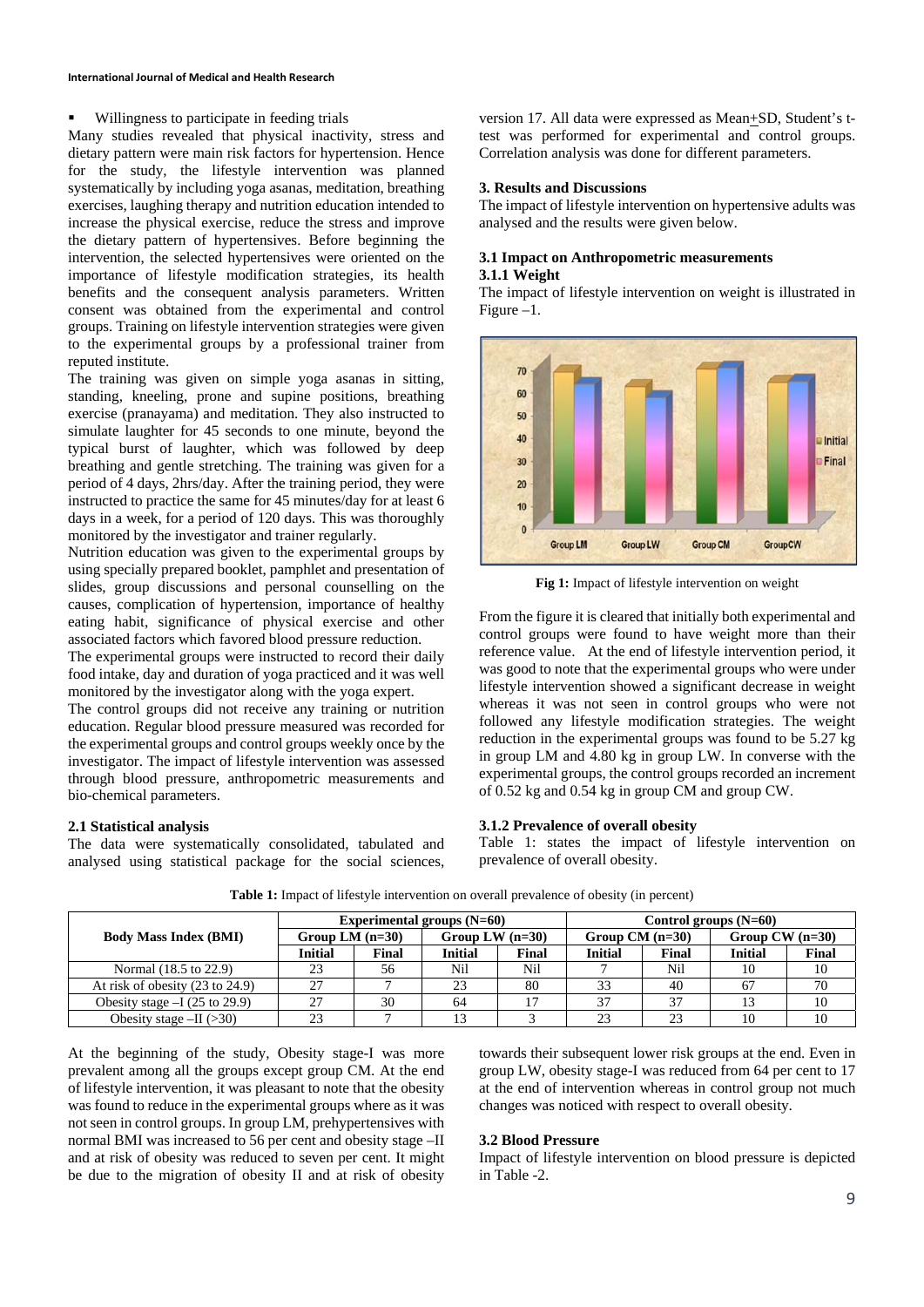- Willingness to participate in feeding trials

Many studies revealed that physical inactivity, stress and dietary pattern were main risk factors for hypertension. Hence for the study, the lifestyle intervention was planned systematically by including yoga asanas, meditation, breathing exercises, laughing therapy and nutrition education intended to increase the physical exercise, reduce the stress and improve the dietary pattern of hypertensives. Before beginning the intervention, the selected hypertensives were oriented on the importance of lifestyle modification strategies, its health benefits and the consequent analysis parameters. Written consent was obtained from the experimental and control groups. Training on lifestyle intervention strategies were given to the experimental groups by a professional trainer from reputed institute.

The training was given on simple yoga asanas in sitting, standing, kneeling, prone and supine positions, breathing exercise (pranayama) and meditation. They also instructed to simulate laughter for 45 seconds to one minute, beyond the typical burst of laughter, which was followed by deep breathing and gentle stretching. The training was given for a period of 4 days, 2hrs/day. After the training period, they were instructed to practice the same for 45 minutes/day for at least 6 days in a week, for a period of 120 days. This was thoroughly monitored by the investigator and trainer regularly.

Nutrition education was given to the experimental groups by using specially prepared booklet, pamphlet and presentation of slides, group discussions and personal counselling on the causes, complication of hypertension, importance of healthy eating habit, significance of physical exercise and other associated factors which favored blood pressure reduction.

The experimental groups were instructed to record their daily food intake, day and duration of yoga practiced and it was well monitored by the investigator along with the yoga expert.

The control groups did not receive any training or nutrition education. Regular blood pressure measured was recorded for the experimental groups and control groups weekly once by the investigator. The impact of lifestyle intervention was assessed through blood pressure, anthropometric measurements and bio-chemical parameters.

### 2.1 Statistical analysis

The data were systematically consolidated, tabulated and analysed using statistical package for the social sciences, version 17. All data were expressed as Mean±SD, Student's t-test was performed for experimental and control groups. Correlation analysis was done for different parameters.

## 3. Results and Discussions

The impact of lifestyle intervention on hypertensive adults was analysed and the results were given below.

### 3.1 Impact on Anthropometric measurements

#### 3.1.1 Weight

The impact of lifestyle intervention on weight is illustrated in Figure –1.

**Fig 1:** Impact of lifestyle intervention on weight

From the figure it is cleared that initially both experimental and control groups were found to have weight more than their reference value. At the end of lifestyle intervention period, it was good to note that the experimental groups who were under lifestyle intervention showed a significant decrease in weight whereas it was not seen in control groups who were not followed any lifestyle modification strategies. The weight reduction in the experimental groups was found to be 5.27 kg in group LM and 4.80 kg in group LW. In converse with the experimental groups, the control groups recorded an increment of 0.52 kg and 0.54 kg in group CM and group CW.

#### 3.1.2 Prevalence of overall obesity

Table 1: states the impact of lifestyle intervention on prevalence of overall obesity.

**Table 1:** Impact of lifestyle intervention on overall prevalence of obesity (in percent)

| Body Mass Index (BMI) | Experimental groups (N=60) | | | | Control groups (N=60) | | | |
|---|---|---|---|---|---|---|---|---|
| | Group LM (n=30) | | Group LW (n=30) | | Group CM (n=30) | | Group CW (n=30) | |
| | Initial | Final | Initial | Final | Initial | Final | Initial | Final |
| Normal (18.5 to 22.9) | 23 | 56 | Nil | Nil | 7 | Nil | 10 | 10 |
| At risk of obesity (23 to 24.9) | 27 | 7 | 23 | 80 | 33 | 40 | 67 | 70 |
| Obesity stage –I (25 to 29.9) | 27 | 30 | 64 | 17 | 37 | 37 | 13 | 10 |
| Obesity stage –II (>30) | 23 | 7 | 13 | 3 | 23 | 23 | 10 | 10 |

At the beginning of the study, Obesity stage-I was more prevalent among all the groups except group CM. At the end of lifestyle intervention, it was pleasant to note that the obesity was found to reduce in the experimental groups where as it was not seen in control groups. In group LM, prehypertensives with normal BMI was increased to 56 per cent and obesity stage –II and at risk of obesity was reduced to seven per cent. It might be due to the migration of obesity II and at risk of obesity towards their subsequent lower risk groups at the end. Even in group LW, obesity stage-I was reduced from 64 per cent to 17 at the end of intervention whereas in control group not much changes was noticed with respect to overall obesity.

### 3.2 Blood Pressure

Impact of lifestyle intervention on blood pressure is depicted in Table -2.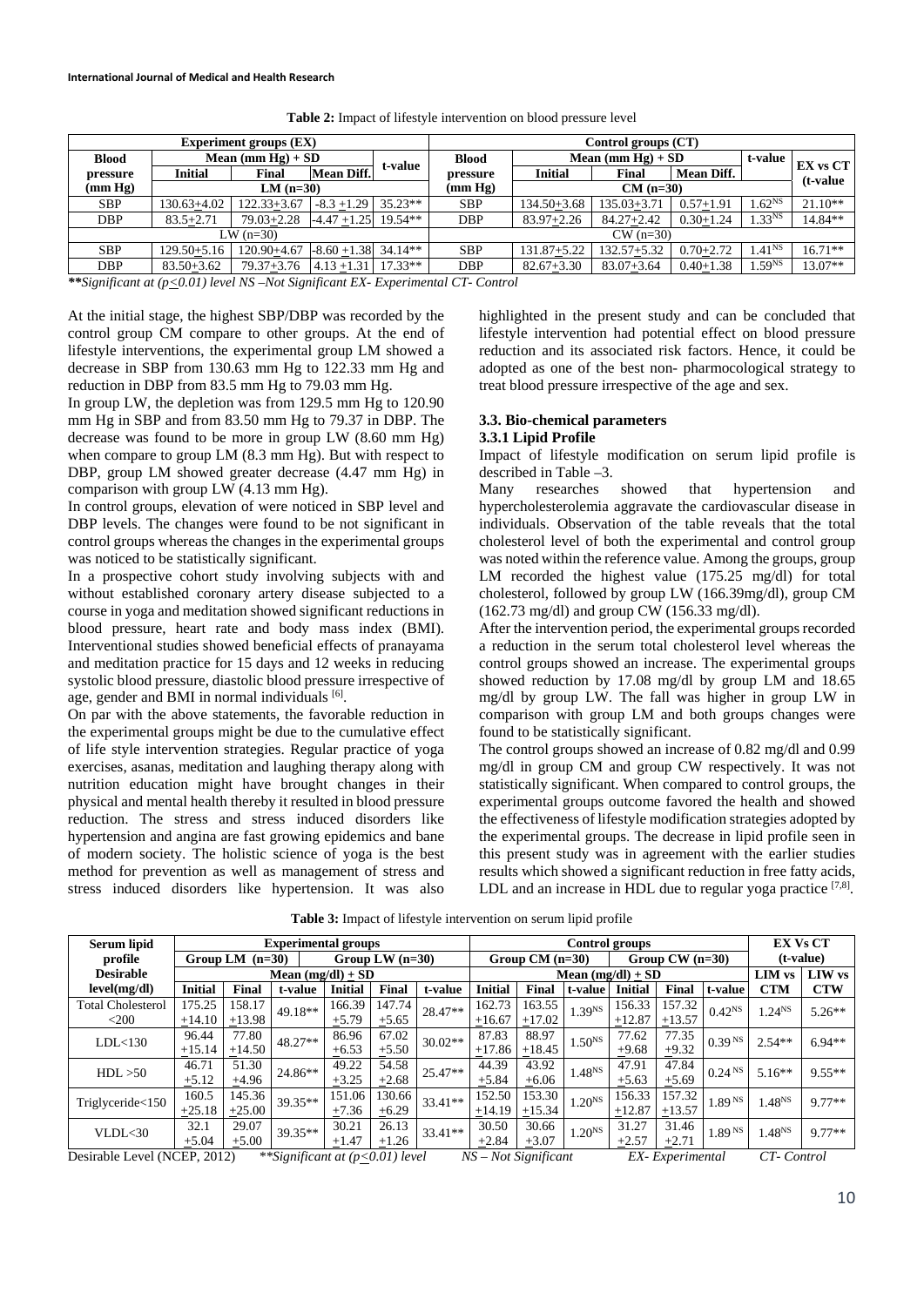**Table 2:** Impact of lifestyle intervention on blood pressure level

| Experiment groups (EX) | | | | | Control groups (CT) | | | | | |
|---|---|---|---|---|---|---|---|---|---|---|
| Blood pressure (mm Hg) | Mean (mm Hg) + SD | | | t-value | Blood pressure (mm Hg) | Mean (mm Hg) + SD | | | t-value | EX vs CT (t-value |
| | Initial | Final | Mean Diff. | | | Initial | Final | Mean Diff. | | |
| | LM (n=30) | | | | | CM (n=30) | | | | |
| SBP | 130.63+4.02 | 122.33+3.67 | -8.3 +1.29 | 35.23** | SBP | 134.50+3.68 | 135.03+3.71 | 0.57+1.91 | 1.62$^{NS}$ | 21.10** |
| DBP | 83.5+2.71 | 79.03+2.28 | -4.47 +1.25 | 19.54** | DBP | 83.97+2.26 | 84.27+2.42 | 0.30+1.24 | 1.33$^{NS}$ | 14.84** |
| LW (n=30) | | | | | CW (n=30) | | | | | |
| SBP | 129.50+5.16 | 120.90+4.67 | -8.60 +1.38 | 34.14** | SBP | 131.87+5.22 | 132.57+5.32 | 0.70+2.72 | 1.41$^{NS}$ | 16.71** |
| DBP | 83.50+3.62 | 79.37+3.76 | 4.13 +1.31 | 17.33** | DBP | 82.67+3.30 | 83.07+3.64 | 0.40+1.38 | 1.59$^{NS}$ | 13.07** |

***Significant at (p<0.01) level NS –Not Significant EX- Experimental CT- Control*

At the initial stage, the highest SBP/DBP was recorded by the control group CM compare to other groups. At the end of lifestyle interventions, the experimental group LM showed a decrease in SBP from 130.63 mm Hg to 122.33 mm Hg and reduction in DBP from 83.5 mm Hg to 79.03 mm Hg.

In group LW, the depletion was from 129.5 mm Hg to 120.90 mm Hg in SBP and from 83.50 mm Hg to 79.37 in DBP. The decrease was found to be more in group LW (8.60 mm Hg) when compare to group LM (8.3 mm Hg). But with respect to DBP, group LM showed greater decrease (4.47 mm Hg) in comparison with group LW (4.13 mm Hg).

In control groups, elevation of were noticed in SBP level and DBP levels. The changes were found to be not significant in control groups whereas the changes in the experimental groups was noticed to be statistically significant.

In a prospective cohort study involving subjects with and without established coronary artery disease subjected to a course in yoga and meditation showed significant reductions in blood pressure, heart rate and body mass index (BMI). Interventional studies showed beneficial effects of pranayama and meditation practice for 15 days and 12 weeks in reducing systolic blood pressure, diastolic blood pressure irrespective of age, gender and BMI in normal individuals [6].

On par with the above statements, the favorable reduction in the experimental groups might be due to the cumulative effect of life style intervention strategies. Regular practice of yoga exercises, asanas, meditation and laughing therapy along with nutrition education might have brought changes in their physical and mental health thereby it resulted in blood pressure reduction. The stress and stress induced disorders like hypertension and angina are fast growing epidemics and bane of modern society. The holistic science of yoga is the best method for prevention as well as management of stress and stress induced disorders like hypertension. It was also highlighted in the present study and can be concluded that lifestyle intervention had potential effect on blood pressure reduction and its associated risk factors. Hence, it could be adopted as one of the best non- pharmacological strategy to treat blood pressure irrespective of the age and sex.

### 3.3. Bio-chemical parameters

#### 3.3.1 Lipid Profile

Impact of lifestyle modification on serum lipid profile is described in Table –3.

Many researches showed that hypertension and hypercholesterolemia aggravate the cardiovascular disease in individuals. Observation of the table reveals that the total cholesterol level of both the experimental and control group was noted within the reference value. Among the groups, group LM recorded the highest value (175.25 mg/dl) for total cholesterol, followed by group LW (166.39mg/dl), group CM (162.73 mg/dl) and group CW (156.33 mg/dl).

After the intervention period, the experimental groups recorded a reduction in the serum total cholesterol level whereas the control groups showed an increase. The experimental groups showed reduction by 17.08 mg/dl by group LM and 18.65 mg/dl by group LW. The fall was higher in group LW in comparison with group LM and both groups changes were found to be statistically significant.

The control groups showed an increase of 0.82 mg/dl and 0.99 mg/dl in group CM and group CW respectively. It was not statistically significant. When compared to control groups, the experimental groups outcome favored the health and showed the effectiveness of lifestyle modification strategies adopted by the experimental groups. The decrease in lipid profile seen in this present study was in agreement with the earlier studies results which showed a significant reduction in free fatty acids, LDL and an increase in HDL due to regular yoga practice [7,8].

**Table 3:** Impact of lifestyle intervention on serum lipid profile

| Serum lipid profile Desirable level(mg/dl) | Experimental groups | | | | | | Control groups | | | | | | EX Vs CT (t-value) | |
|---|---|---|---|---|---|---|---|---|---|---|---|---|---|---|
| | Group LM (n=30) | | | Group LW (n=30) | | | Group CM (n=30) | | | Group CW (n=30) | | | | |
| | Mean (mg/dl) + SD | | | | | | Mean (mg/dl) + SD | | | | | | LIM vs CTM | LIW vs CTW |
| | Initial | Final | t-value | Initial | Final | t-value | Initial | Final | t-value | Initial | Final | t-value | | |
| Total Cholesterol <200 | 175.25 +14.10 | 158.17 +13.98 | 49.18** | 166.39 +5.79 | 147.74 +5.65 | 28.47** | 162.73 +16.67 | 163.55 +17.02 | 1.39$^{NS}$ | 156.33 +12.87 | 157.32 +13.57 | 0.42$^{NS}$ | 1.24$^{NS}$ | 5.26** |
| LDL<130 | 96.44 +15.14 | 77.80 +14.50 | 48.27** | 86.96 +6.53 | 67.02 +5.50 | 30.02** | 87.83 +17.86 | 88.97 +18.45 | 1.50$^{NS}$ | 77.62 +9.68 | 77.35 +9.32 | 0.39$^{NS}$ | 2.54** | 6.94** |
| HDL >50 | 46.71 +5.12 | 51.30 +4.96 | 24.86** | 49.22 +3.25 | 54.58 +2.68 | 25.47** | 44.39 +5.84 | 43.92 +6.06 | 1.48$^{NS}$ | 47.91 +5.63 | 47.84 +5.69 | 0.24$^{NS}$ | 5.16** | 9.55** |
| Triglyceride<150 | 160.5 +25.18 | 145.36 +25.00 | 39.35** | 151.06 +7.36 | 130.66 +6.29 | 33.41** | 152.50 +14.19 | 153.30 +15.34 | 1.20$^{NS}$ | 156.33 +12.87 | 157.32 +13.57 | 1.89$^{NS}$ | 1.48$^{NS}$ | 9.77** |
| VLDL<30 | 32.1 +5.04 | 29.07 +5.00 | 39.35** | 30.21 +1.47 | 26.13 +1.26 | 33.41** | 30.50 +2.84 | 30.66 +3.07 | 1.20$^{NS}$ | 31.27 +2.57 | 31.46 +2.71 | 1.89$^{NS}$ | 1.48$^{NS}$ | 9.77** |

Desirable Level (NCEP, 2012) *\*\*Significant at (p<0.01) level NS – Not Significant EX- Experimental CT- Control*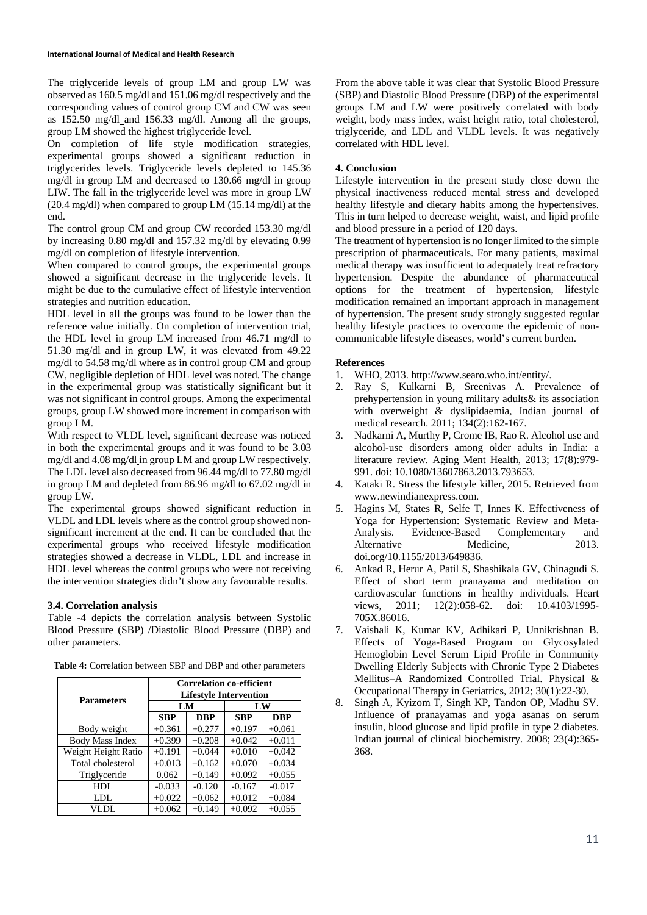The triglyceride levels of group LM and group LW was observed as 160.5 mg/dl and 151.06 mg/dl respectively and the corresponding values of control group CM and CW was seen as 152.50 mg/dl and 156.33 mg/dl. Among all the groups, group LM showed the highest triglyceride level.

On completion of life style modification strategies, experimental groups showed a significant reduction in triglycerides levels. Triglyceride levels depleted to 145.36 mg/dl in group LM and decreased to 130.66 mg/dl in group LIW. The fall in the triglyceride level was more in group LW (20.4 mg/dl) when compared to group LM (15.14 mg/dl) at the end.

The control group CM and group CW recorded 153.30 mg/dl by increasing 0.80 mg/dl and 157.32 mg/dl by elevating 0.99 mg/dl on completion of lifestyle intervention.

When compared to control groups, the experimental groups showed a significant decrease in the triglyceride levels. It might be due to the cumulative effect of lifestyle intervention strategies and nutrition education.

HDL level in all the groups was found to be lower than the reference value initially. On completion of intervention trial, the HDL level in group LM increased from 46.71 mg/dl to 51.30 mg/dl and in group LW, it was elevated from 49.22 mg/dl to 54.58 mg/dl where as in control group CM and group CW, negligible depletion of HDL level was noted. The change in the experimental group was statistically significant but it was not significant in control groups. Among the experimental groups, group LW showed more increment in comparison with group LM.

With respect to VLDL level, significant decrease was noticed in both the experimental groups and it was found to be 3.03 mg/dl and 4.08 mg/dl in group LM and group LW respectively. The LDL level also decreased from 96.44 mg/dl to 77.80 mg/dl in group LM and depleted from 86.96 mg/dl to 67.02 mg/dl in group LW.

The experimental groups showed significant reduction in VLDL and LDL levels where as the control group showed non-significant increment at the end. It can be concluded that the experimental groups who received lifestyle modification strategies showed a decrease in VLDL, LDL and increase in HDL level whereas the control groups who were not receiving the intervention strategies didn't show any favourable results.

### 3.4. Correlation analysis

Table -4 depicts the correlation analysis between Systolic Blood Pressure (SBP) /Diastolic Blood Pressure (DBP) and other parameters.

**Table 4:** Correlation between SBP and DBP and other parameters

| Parameters | Correlation co-efficient | | | |
|---|---|---|---|---|
| | Lifestyle Intervention | | | |
| | LM | | LW | |
| | SBP | DBP | SBP | DBP |
| Body weight | +0.361 | +0.277 | +0.197 | +0.061 |
| Body Mass Index | +0.399 | +0.208 | +0.042 | +0.011 |
| Weight Height Ratio | +0.191 | +0.044 | +0.010 | +0.042 |
| Total cholesterol | +0.013 | +0.162 | +0.070 | +0.034 |
| Triglyceride | 0.062 | +0.149 | +0.092 | +0.055 |
| HDL | -0.033 | -0.120 | -0.167 | -0.017 |
| LDL | +0.022 | +0.062 | +0.012 | +0.084 |
| VLDL | +0.062 | +0.149 | +0.092 | +0.055 |

From the above table it was clear that Systolic Blood Pressure (SBP) and Diastolic Blood Pressure (DBP) of the experimental groups LM and LW were positively correlated with body weight, body mass index, waist height ratio, total cholesterol, triglyceride, and LDL and VLDL levels. It was negatively correlated with HDL level.

## 4. Conclusion

Lifestyle intervention in the present study close down the physical inactiveness reduced mental stress and developed healthy lifestyle and dietary habits among the hypertensives. This in turn helped to decrease weight, waist, and lipid profile and blood pressure in a period of 120 days.

The treatment of hypertension is no longer limited to the simple prescription of pharmaceuticals. For many patients, maximal medical therapy was insufficient to adequately treat refractory hypertension. Despite the abundance of pharmaceutical options for the treatment of hypertension, lifestyle modification remained an important approach in management of hypertension. The present study strongly suggested regular healthy lifestyle practices to overcome the epidemic of non-communicable lifestyle diseases, world's current burden.

## References

1. WHO, 2013. http://www.searo.who.int/entity/.
2. Ray S, Kulkarni B, Sreenivas A. Prevalence of prehypertension in young military adults& its association with overweight & dyslipidaemia, Indian journal of medical research. 2011; 134(2):162-167.
3. Nadkarni A, Murthy P, Crome IB, Rao R. Alcohol use and alcohol-use disorders among older adults in India: a literature review. Aging Ment Health, 2013; 17(8):979-991. doi: 10.1080/13607863.2013.793653.
4. Kataki R. Stress the lifestyle killer, 2015. Retrieved from www.newindianexpress.com.
5. Hagins M, States R, Selfe T, Innes K. Effectiveness of Yoga for Hypertension: Systematic Review and Meta-Analysis. Evidence-Based Complementary and Alternative Medicine, 2013. doi.org/10.1155/2013/649836.
6. Ankad R, Herur A, Patil S, Shashikala GV, Chinagudi S. Effect of short term pranayama and meditation on cardiovascular functions in healthy individuals. Heart views, 2011; 12(2):058-62. doi: 10.4103/1995-705X.86016.
7. Vaishali K, Kumar KV, Adhikari P, Unnikrishnan B. Effects of Yoga-Based Program on Glycosylated Hemoglobin Level Serum Lipid Profile in Community Dwelling Elderly Subjects with Chronic Type 2 Diabetes Mellitus–A Randomized Controlled Trial. Physical & Occupational Therapy in Geriatrics, 2012; 30(1):22-30.
8. Singh A, Kyizom T, Singh KP, Tandon OP, Madhu SV. Influence of pranayamas and yoga asanas on serum insulin, blood glucose and lipid profile in type 2 diabetes. Indian journal of clinical biochemistry. 2008; 23(4):365-368.